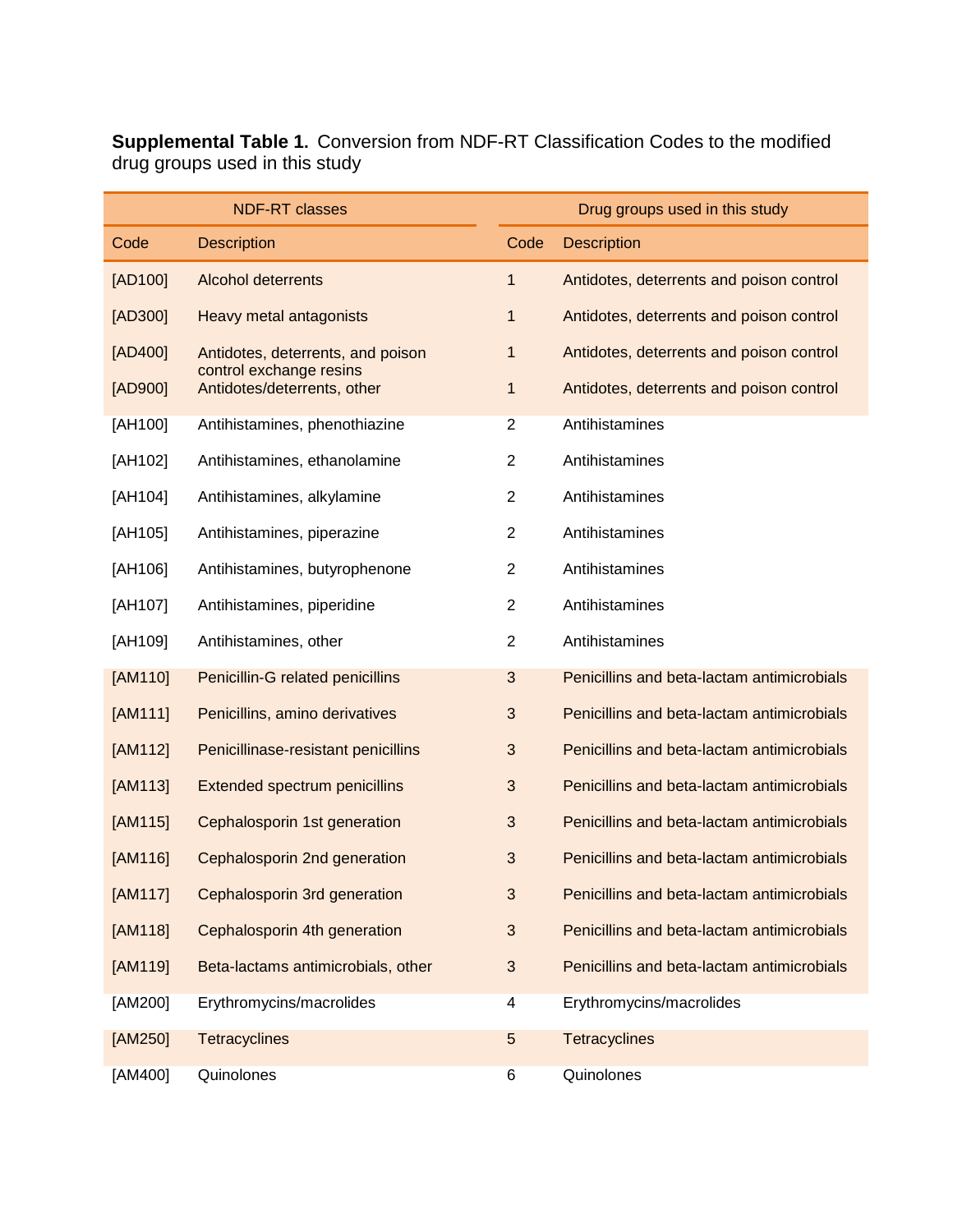**Supplemental Table 1.** Conversion from NDF-RT Classification Codes to the modified drug groups used in this study

| NDF-RT classes | | Drug groups used in this study | |
|---|---|---|---|
| Code | Description | Code | Description |
| [AD100] | Alcohol deterrents | 1 | Antidotes, deterrents and poison control |
| [AD300] | Heavy metal antagonists | 1 | Antidotes, deterrents and poison control |
| [AD400] | Antidotes, deterrents, and poison control exchange resins | 1 | Antidotes, deterrents and poison control |
| [AD900] | Antidotes/deterrents, other | 1 | Antidotes, deterrents and poison control |
| [AH100] | Antihistamines, phenothiazine | 2 | Antihistamines |
| [AH102] | Antihistamines, ethanolamine | 2 | Antihistamines |
| [AH104] | Antihistamines, alkylamine | 2 | Antihistamines |
| [AH105] | Antihistamines, piperazine | 2 | Antihistamines |
| [AH106] | Antihistamines, butyrophenone | 2 | Antihistamines |
| [AH107] | Antihistamines, piperidine | 2 | Antihistamines |
| [AH109] | Antihistamines, other | 2 | Antihistamines |
| [AM110] | Penicillin-G related penicillins | 3 | Penicillins and beta-lactam antimicrobials |
| [AM111] | Penicillins, amino derivatives | 3 | Penicillins and beta-lactam antimicrobials |
| [AM112] | Penicillinase-resistant penicillins | 3 | Penicillins and beta-lactam antimicrobials |
| [AM113] | Extended spectrum penicillins | 3 | Penicillins and beta-lactam antimicrobials |
| [AM115] | Cephalosporin 1st generation | 3 | Penicillins and beta-lactam antimicrobials |
| [AM116] | Cephalosporin 2nd generation | 3 | Penicillins and beta-lactam antimicrobials |
| [AM117] | Cephalosporin 3rd generation | 3 | Penicillins and beta-lactam antimicrobials |
| [AM118] | Cephalosporin 4th generation | 3 | Penicillins and beta-lactam antimicrobials |
| [AM119] | Beta-lactams antimicrobials, other | 3 | Penicillins and beta-lactam antimicrobials |
| [AM200] | Erythromycins/macrolides | 4 | Erythromycins/macrolides |
| [AM250] | Tetracyclines | 5 | Tetracyclines |
| [AM400] | Quinolones | 6 | Quinolones |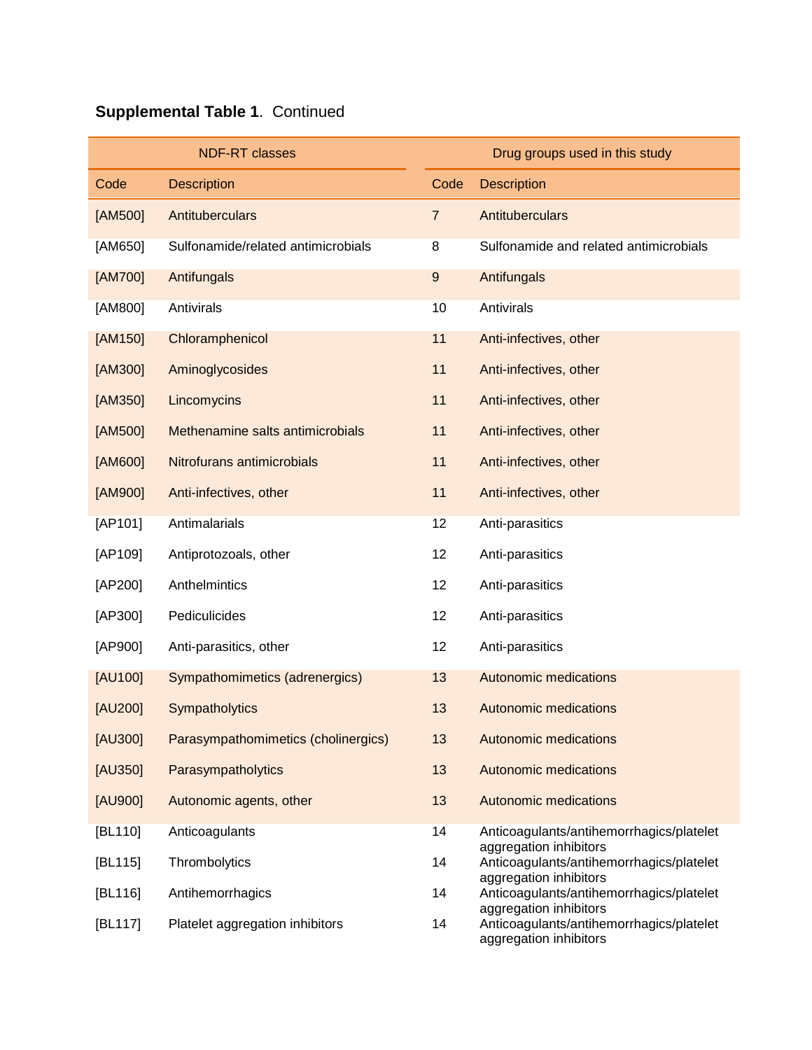**Supplemental Table 1**. Continued

| NDF-RT classes | | Drug groups used in this study | |
|---|---|---|---|
| Code | Description | Code | Description |
| [AM500] | Antituberculars | 7 | Antituberculars |
| [AM650] | Sulfonamide/related antimicrobials | 8 | Sulfonamide and related antimicrobials |
| [AM700] | Antifungals | 9 | Antifungals |
| [AM800] | Antivirals | 10 | Antivirals |
| [AM150] | Chloramphenicol | 11 | Anti-infectives, other |
| [AM300] | Aminoglycosides | 11 | Anti-infectives, other |
| [AM350] | Lincomycins | 11 | Anti-infectives, other |
| [AM500] | Methenamine salts antimicrobials | 11 | Anti-infectives, other |
| [AM600] | Nitrofurans antimicrobials | 11 | Anti-infectives, other |
| [AM900] | Anti-infectives, other | 11 | Anti-infectives, other |
| [AP101] | Antimalarials | 12 | Anti-parasitics |
| [AP109] | Antiprotozoals, other | 12 | Anti-parasitics |
| [AP200] | Anthelmintics | 12 | Anti-parasitics |
| [AP300] | Pediculicides | 12 | Anti-parasitics |
| [AP900] | Anti-parasitics, other | 12 | Anti-parasitics |
| [AU100] | Sympathomimetics (adrenergics) | 13 | Autonomic medications |
| [AU200] | Sympatholytics | 13 | Autonomic medications |
| [AU300] | Parasympathomimetics (cholinergics) | 13 | Autonomic medications |
| [AU350] | Parasympatholytics | 13 | Autonomic medications |
| [AU900] | Autonomic agents, other | 13 | Autonomic medications |
| [BL110] | Anticoagulants | 14 | Anticoagulants/antihemorrhagics/platelet aggregation inhibitors |
| [BL115] | Thrombolytics | 14 | Anticoagulants/antihemorrhagics/platelet aggregation inhibitors |
| [BL116] | Antihemorrhagics | 14 | Anticoagulants/antihemorrhagics/platelet aggregation inhibitors |
| [BL117] | Platelet aggregation inhibitors | 14 | Anticoagulants/antihemorrhagics/platelet aggregation inhibitors |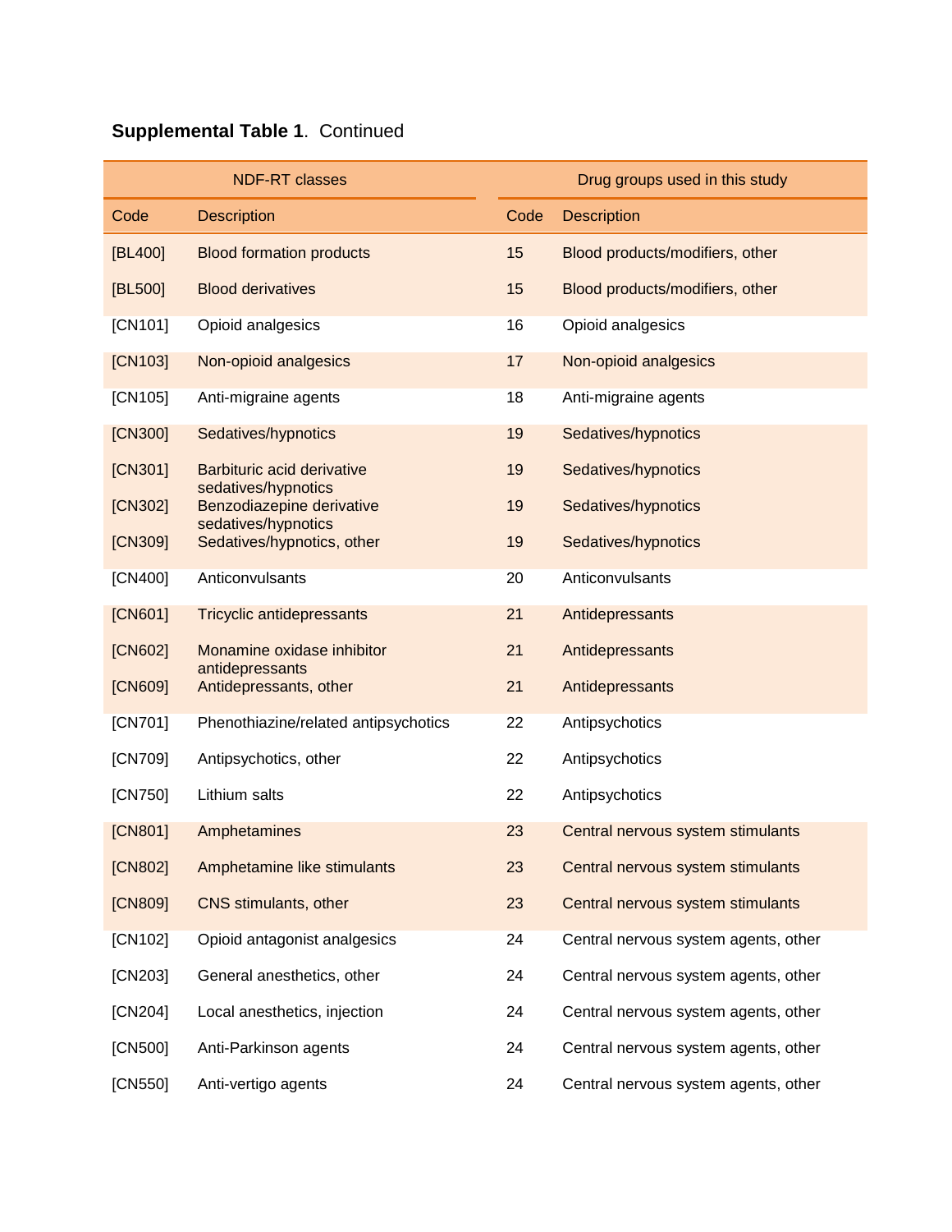**Supplemental Table 1**. Continued

| NDF-RT classes | | Drug groups used in this study | |
|---|---|---|---|
| Code | Description | Code | Description |
| [BL400] | Blood formation products | 15 | Blood products/modifiers, other |
| [BL500] | Blood derivatives | 15 | Blood products/modifiers, other |
| [CN101] | Opioid analgesics | 16 | Opioid analgesics |
| [CN103] | Non-opioid analgesics | 17 | Non-opioid analgesics |
| [CN105] | Anti-migraine agents | 18 | Anti-migraine agents |
| [CN300] | Sedatives/hypnotics | 19 | Sedatives/hypnotics |
| [CN301] | Barbituric acid derivative sedatives/hypnotics | 19 | Sedatives/hypnotics |
| [CN302] | Benzodiazepine derivative sedatives/hypnotics | 19 | Sedatives/hypnotics |
| [CN309] | Sedatives/hypnotics, other | 19 | Sedatives/hypnotics |
| [CN400] | Anticonvulsants | 20 | Anticonvulsants |
| [CN601] | Tricyclic antidepressants | 21 | Antidepressants |
| [CN602] | Monamine oxidase inhibitor antidepressants | 21 | Antidepressants |
| [CN609] | Antidepressants, other | 21 | Antidepressants |
| [CN701] | Phenothiazine/related antipsychotics | 22 | Antipsychotics |
| [CN709] | Antipsychotics, other | 22 | Antipsychotics |
| [CN750] | Lithium salts | 22 | Antipsychotics |
| [CN801] | Amphetamines | 23 | Central nervous system stimulants |
| [CN802] | Amphetamine like stimulants | 23 | Central nervous system stimulants |
| [CN809] | CNS stimulants, other | 23 | Central nervous system stimulants |
| [CN102] | Opioid antagonist analgesics | 24 | Central nervous system agents, other |
| [CN203] | General anesthetics, other | 24 | Central nervous system agents, other |
| [CN204] | Local anesthetics, injection | 24 | Central nervous system agents, other |
| [CN500] | Anti-Parkinson agents | 24 | Central nervous system agents, other |
| [CN550] | Anti-vertigo agents | 24 | Central nervous system agents, other |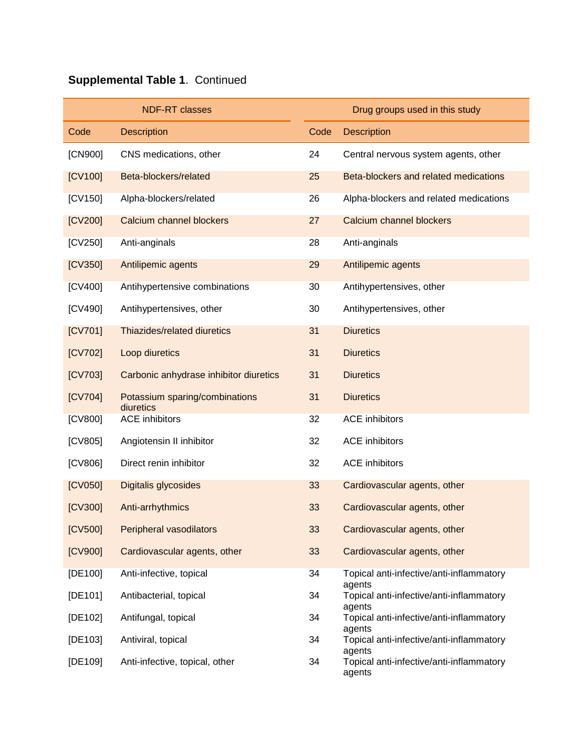**Supplemental Table 1**. Continued

| NDF-RT classes | | Drug groups used in this study | |
|---|---|---|---|
| Code | Description | Code | Description |
| [CN900] | CNS medications, other | 24 | Central nervous system agents, other |
| [CV100] | Beta-blockers/related | 25 | Beta-blockers and related medications |
| [CV150] | Alpha-blockers/related | 26 | Alpha-blockers and related medications |
| [CV200] | Calcium channel blockers | 27 | Calcium channel blockers |
| [CV250] | Anti-anginals | 28 | Anti-anginals |
| [CV350] | Antilipemic agents | 29 | Antilipemic agents |
| [CV400] | Antihypertensive combinations | 30 | Antihypertensives, other |
| [CV490] | Antihypertensives, other | 30 | Antihypertensives, other |
| [CV701] | Thiazides/related diuretics | 31 | Diuretics |
| [CV702] | Loop diuretics | 31 | Diuretics |
| [CV703] | Carbonic anhydrase inhibitor diuretics | 31 | Diuretics |
| [CV704] | Potassium sparing/combinations diuretics | 31 | Diuretics |
| [CV800] | ACE inhibitors | 32 | ACE inhibitors |
| [CV805] | Angiotensin II inhibitor | 32 | ACE inhibitors |
| [CV806] | Direct renin inhibitor | 32 | ACE inhibitors |
| [CV050] | Digitalis glycosides | 33 | Cardiovascular agents, other |
| [CV300] | Anti-arrhythmics | 33 | Cardiovascular agents, other |
| [CV500] | Peripheral vasodilators | 33 | Cardiovascular agents, other |
| [CV900] | Cardiovascular agents, other | 33 | Cardiovascular agents, other |
| [DE100] | Anti-infective, topical | 34 | Topical anti-infective/anti-inflammatory agents |
| [DE101] | Antibacterial, topical | 34 | Topical anti-infective/anti-inflammatory agents |
| [DE102] | Antifungal, topical | 34 | Topical anti-infective/anti-inflammatory agents |
| [DE103] | Antiviral, topical | 34 | Topical anti-infective/anti-inflammatory agents |
| [DE109] | Anti-infective, topical, other | 34 | Topical anti-infective/anti-inflammatory agents |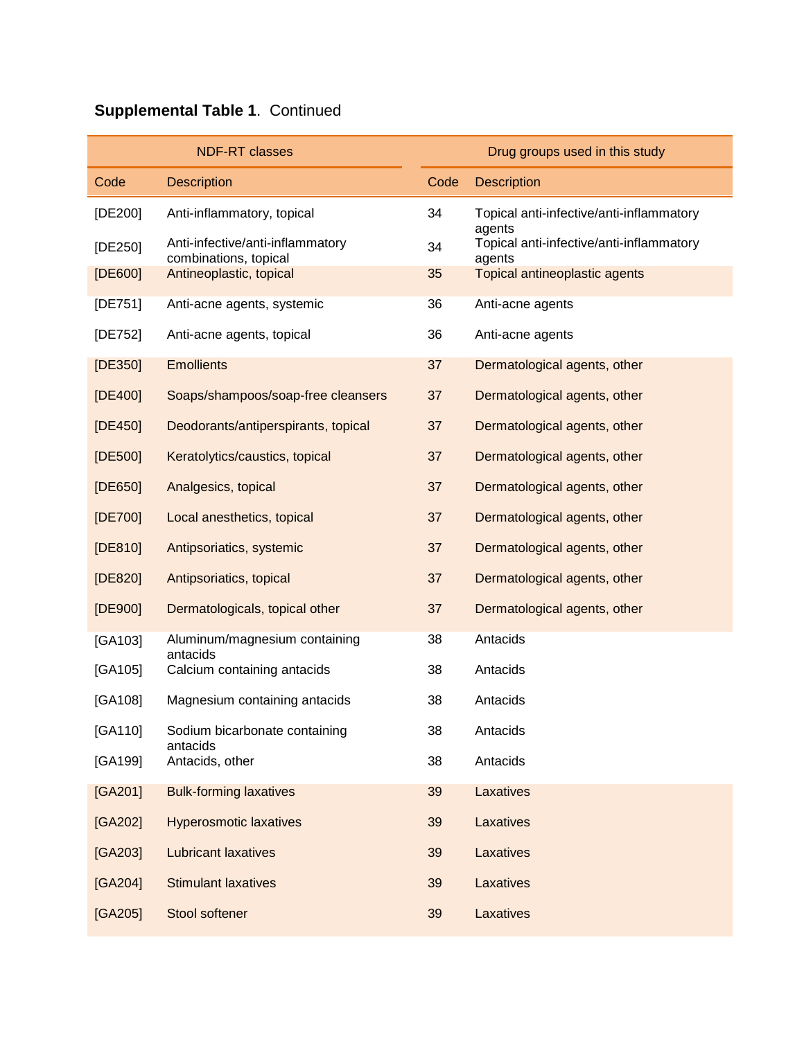**Supplemental Table 1**. Continued

| NDF-RT classes | | Drug groups used in this study | |
|---|---|---|---|
| Code | Description | Code | Description |
| [DE200] | Anti-inflammatory, topical | 34 | Topical anti-infective/anti-inflammatory agents |
| [DE250] | Anti-infective/anti-inflammatory combinations, topical | 34 | Topical anti-infective/anti-inflammatory agents |
| [DE600] | Antineoplastic, topical | 35 | Topical antineoplastic agents |
| [DE751] | Anti-acne agents, systemic | 36 | Anti-acne agents |
| [DE752] | Anti-acne agents, topical | 36 | Anti-acne agents |
| [DE350] | Emollients | 37 | Dermatological agents, other |
| [DE400] | Soaps/shampoos/soap-free cleansers | 37 | Dermatological agents, other |
| [DE450] | Deodorants/antiperspirants, topical | 37 | Dermatological agents, other |
| [DE500] | Keratolytics/caustics, topical | 37 | Dermatological agents, other |
| [DE650] | Analgesics, topical | 37 | Dermatological agents, other |
| [DE700] | Local anesthetics, topical | 37 | Dermatological agents, other |
| [DE810] | Antipsoriatics, systemic | 37 | Dermatological agents, other |
| [DE820] | Antipsoriatics, topical | 37 | Dermatological agents, other |
| [DE900] | Dermatologicals, topical other | 37 | Dermatological agents, other |
| [GA103] | Aluminum/magnesium containing antacids | 38 | Antacids |
| [GA105] | Calcium containing antacids | 38 | Antacids |
| [GA108] | Magnesium containing antacids | 38 | Antacids |
| [GA110] | Sodium bicarbonate containing antacids | 38 | Antacids |
| [GA199] | Antacids, other | 38 | Antacids |
| [GA201] | Bulk-forming laxatives | 39 | Laxatives |
| [GA202] | Hyperosmotic laxatives | 39 | Laxatives |
| [GA203] | Lubricant laxatives | 39 | Laxatives |
| [GA204] | Stimulant laxatives | 39 | Laxatives |
| [GA205] | Stool softener | 39 | Laxatives |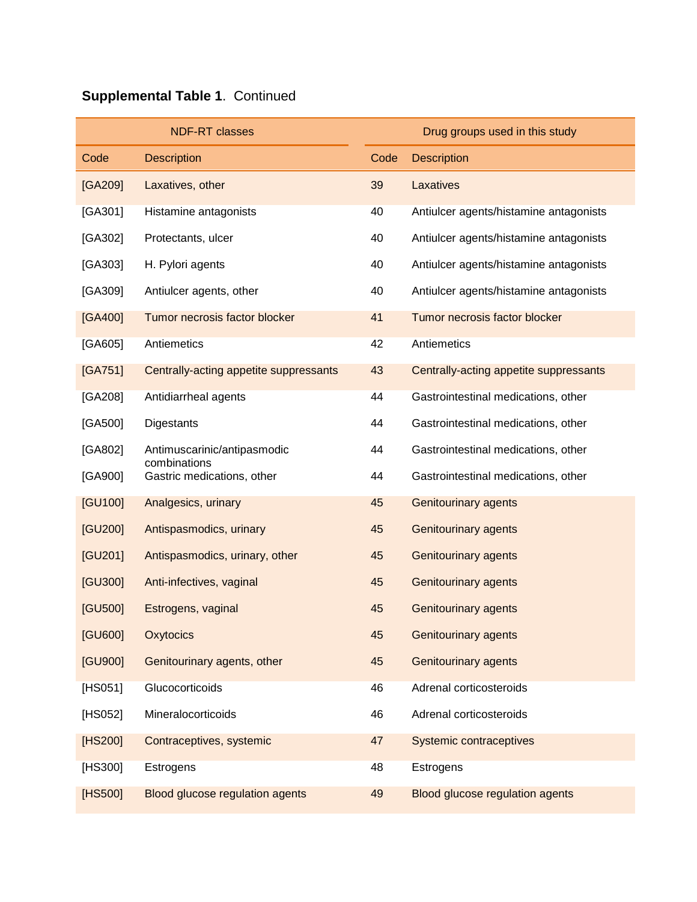**Supplemental Table 1**. Continued

| NDF-RT classes | | Drug groups used in this study | |
|---|---|---|---|
| Code | Description | Code | Description |
| [GA209] | Laxatives, other | 39 | Laxatives |
| [GA301] | Histamine antagonists | 40 | Antiulcer agents/histamine antagonists |
| [GA302] | Protectants, ulcer | 40 | Antiulcer agents/histamine antagonists |
| [GA303] | H. Pylori agents | 40 | Antiulcer agents/histamine antagonists |
| [GA309] | Antiulcer agents, other | 40 | Antiulcer agents/histamine antagonists |
| [GA400] | Tumor necrosis factor blocker | 41 | Tumor necrosis factor blocker |
| [GA605] | Antiemetics | 42 | Antiemetics |
| [GA751] | Centrally-acting appetite suppressants | 43 | Centrally-acting appetite suppressants |
| [GA208] | Antidiarrheal agents | 44 | Gastrointestinal medications, other |
| [GA500] | Digestants | 44 | Gastrointestinal medications, other |
| [GA802] | Antimuscarinic/antipasmodic combinations | 44 | Gastrointestinal medications, other |
| [GA900] | Gastric medications, other | 44 | Gastrointestinal medications, other |
| [GU100] | Analgesics, urinary | 45 | Genitourinary agents |
| [GU200] | Antispasmodics, urinary | 45 | Genitourinary agents |
| [GU201] | Antispasmodics, urinary, other | 45 | Genitourinary agents |
| [GU300] | Anti-infectives, vaginal | 45 | Genitourinary agents |
| [GU500] | Estrogens, vaginal | 45 | Genitourinary agents |
| [GU600] | Oxytocics | 45 | Genitourinary agents |
| [GU900] | Genitourinary agents, other | 45 | Genitourinary agents |
| [HS051] | Glucocorticoids | 46 | Adrenal corticosteroids |
| [HS052] | Mineralocorticoids | 46 | Adrenal corticosteroids |
| [HS200] | Contraceptives, systemic | 47 | Systemic contraceptives |
| [HS300] | Estrogens | 48 | Estrogens |
| [HS500] | Blood glucose regulation agents | 49 | Blood glucose regulation agents |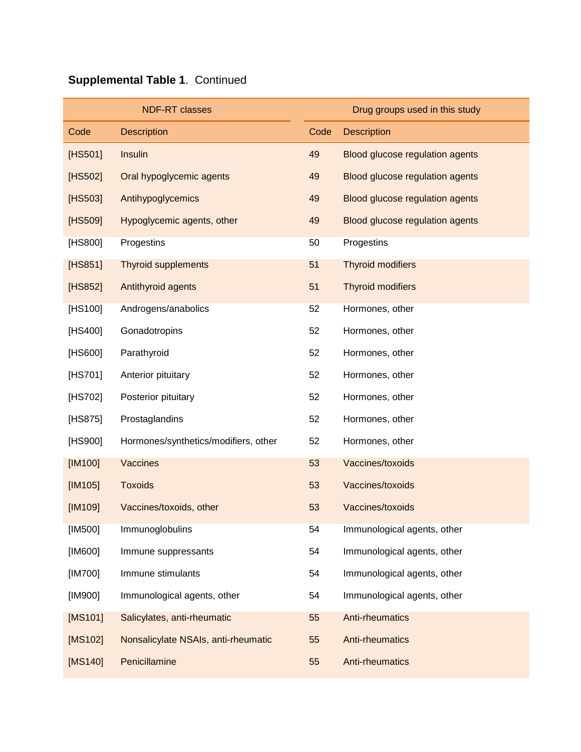**Supplemental Table 1**. Continued

| NDF-RT classes | | Drug groups used in this study | |
|---|---|---|---|
| Code | Description | Code | Description |
| [HS501] | Insulin | 49 | Blood glucose regulation agents |
| [HS502] | Oral hypoglycemic agents | 49 | Blood glucose regulation agents |
| [HS503] | Antihypoglycemics | 49 | Blood glucose regulation agents |
| [HS509] | Hypoglycemic agents, other | 49 | Blood glucose regulation agents |
| [HS800] | Progestins | 50 | Progestins |
| [HS851] | Thyroid supplements | 51 | Thyroid modifiers |
| [HS852] | Antithyroid agents | 51 | Thyroid modifiers |
| [HS100] | Androgens/anabolics | 52 | Hormones, other |
| [HS400] | Gonadotropins | 52 | Hormones, other |
| [HS600] | Parathyroid | 52 | Hormones, other |
| [HS701] | Anterior pituitary | 52 | Hormones, other |
| [HS702] | Posterior pituitary | 52 | Hormones, other |
| [HS875] | Prostaglandins | 52 | Hormones, other |
| [HS900] | Hormones/synthetics/modifiers, other | 52 | Hormones, other |
| [IM100] | Vaccines | 53 | Vaccines/toxoids |
| [IM105] | Toxoids | 53 | Vaccines/toxoids |
| [IM109] | Vaccines/toxoids, other | 53 | Vaccines/toxoids |
| [IM500] | Immunoglobulins | 54 | Immunological agents, other |
| [IM600] | Immune suppressants | 54 | Immunological agents, other |
| [IM700] | Immune stimulants | 54 | Immunological agents, other |
| [IM900] | Immunological agents, other | 54 | Immunological agents, other |
| [MS101] | Salicylates, anti-rheumatic | 55 | Anti-rheumatics |
| [MS102] | Nonsalicylate NSAIs, anti-rheumatic | 55 | Anti-rheumatics |
| [MS140] | Penicillamine | 55 | Anti-rheumatics |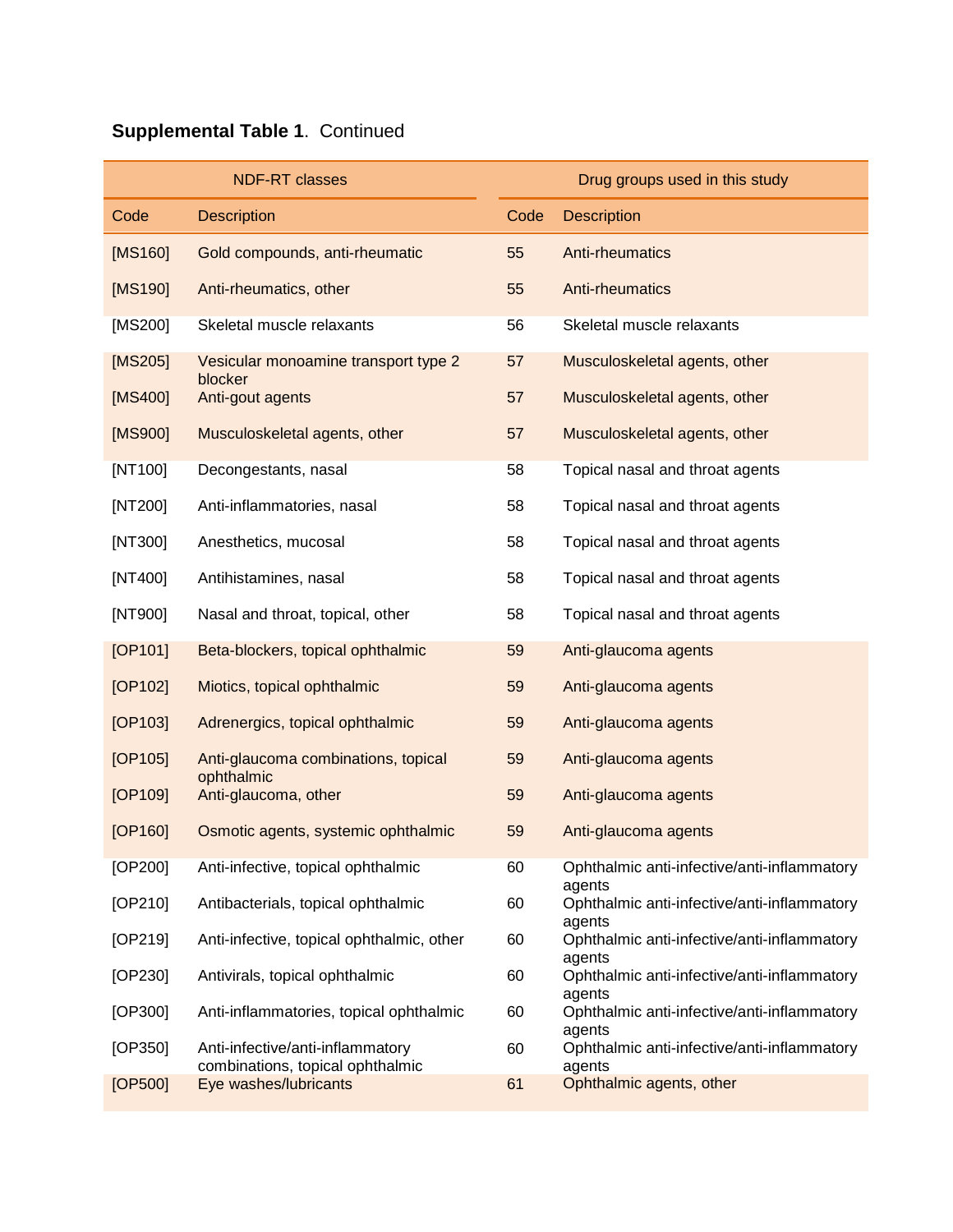**Supplemental Table 1**. Continued

| NDF-RT classes | | Drug groups used in this study | |
|---|---|---|---|
| Code | Description | Code | Description |
| [MS160] | Gold compounds, anti-rheumatic | 55 | Anti-rheumatics |
| [MS190] | Anti-rheumatics, other | 55 | Anti-rheumatics |
| [MS200] | Skeletal muscle relaxants | 56 | Skeletal muscle relaxants |
| [MS205] | Vesicular monoamine transport type 2 blocker | 57 | Musculoskeletal agents, other |
| [MS400] | Anti-gout agents | 57 | Musculoskeletal agents, other |
| [MS900] | Musculoskeletal agents, other | 57 | Musculoskeletal agents, other |
| [NT100] | Decongestants, nasal | 58 | Topical nasal and throat agents |
| [NT200] | Anti-inflammatories, nasal | 58 | Topical nasal and throat agents |
| [NT300] | Anesthetics, mucosal | 58 | Topical nasal and throat agents |
| [NT400] | Antihistamines, nasal | 58 | Topical nasal and throat agents |
| [NT900] | Nasal and throat, topical, other | 58 | Topical nasal and throat agents |
| [OP101] | Beta-blockers, topical ophthalmic | 59 | Anti-glaucoma agents |
| [OP102] | Miotics, topical ophthalmic | 59 | Anti-glaucoma agents |
| [OP103] | Adrenergics, topical ophthalmic | 59 | Anti-glaucoma agents |
| [OP105] | Anti-glaucoma combinations, topical ophthalmic | 59 | Anti-glaucoma agents |
| [OP109] | Anti-glaucoma, other | 59 | Anti-glaucoma agents |
| [OP160] | Osmotic agents, systemic ophthalmic | 59 | Anti-glaucoma agents |
| [OP200] | Anti-infective, topical ophthalmic | 60 | Ophthalmic anti-infective/anti-inflammatory agents |
| [OP210] | Antibacterials, topical ophthalmic | 60 | Ophthalmic anti-infective/anti-inflammatory agents |
| [OP219] | Anti-infective, topical ophthalmic, other | 60 | Ophthalmic anti-infective/anti-inflammatory agents |
| [OP230] | Antivirals, topical ophthalmic | 60 | Ophthalmic anti-infective/anti-inflammatory agents |
| [OP300] | Anti-inflammatories, topical ophthalmic | 60 | Ophthalmic anti-infective/anti-inflammatory agents |
| [OP350] | Anti-infective/anti-inflammatory combinations, topical ophthalmic | 60 | Ophthalmic anti-infective/anti-inflammatory agents |
| [OP500] | Eye washes/lubricants | 61 | Ophthalmic agents, other |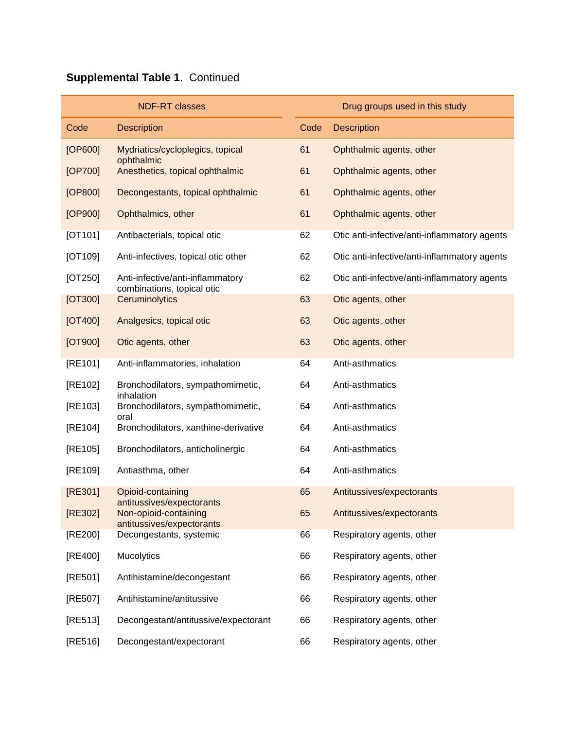**Supplemental Table 1**. Continued

| NDF-RT classes | | Drug groups used in this study | |
|---|---|---|---|
| Code | Description | Code | Description |
| [OP600] | Mydriatics/cycloplegics, topical ophthalmic | 61 | Ophthalmic agents, other |
| [OP700] | Anesthetics, topical ophthalmic | 61 | Ophthalmic agents, other |
| [OP800] | Decongestants, topical ophthalmic | 61 | Ophthalmic agents, other |
| [OP900] | Ophthalmics, other | 61 | Ophthalmic agents, other |
| [OT101] | Antibacterials, topical otic | 62 | Otic anti-infective/anti-inflammatory agents |
| [OT109] | Anti-infectives, topical otic other | 62 | Otic anti-infective/anti-inflammatory agents |
| [OT250] | Anti-infective/anti-inflammatory combinations, topical otic | 62 | Otic anti-infective/anti-inflammatory agents |
| [OT300] | Ceruminolytics | 63 | Otic agents, other |
| [OT400] | Analgesics, topical otic | 63 | Otic agents, other |
| [OT900] | Otic agents, other | 63 | Otic agents, other |
| [RE101] | Anti-inflammatories, inhalation | 64 | Anti-asthmatics |
| [RE102] | Bronchodilators, sympathomimetic, inhalation | 64 | Anti-asthmatics |
| [RE103] | Bronchodilators, sympathomimetic, oral | 64 | Anti-asthmatics |
| [RE104] | Bronchodilators, xanthine-derivative | 64 | Anti-asthmatics |
| [RE105] | Bronchodilators, anticholinergic | 64 | Anti-asthmatics |
| [RE109] | Antiasthma, other | 64 | Anti-asthmatics |
| [RE301] | Opioid-containing antitussives/expectorants | 65 | Antitussives/expectorants |
| [RE302] | Non-opioid-containing antitussives/expectorants | 65 | Antitussives/expectorants |
| [RE200] | Decongestants, systemic | 66 | Respiratory agents, other |
| [RE400] | Mucolytics | 66 | Respiratory agents, other |
| [RE501] | Antihistamine/decongestant | 66 | Respiratory agents, other |
| [RE507] | Antihistamine/antitussive | 66 | Respiratory agents, other |
| [RE513] | Decongestant/antitussive/expectorant | 66 | Respiratory agents, other |
| [RE516] | Decongestant/expectorant | 66 | Respiratory agents, other |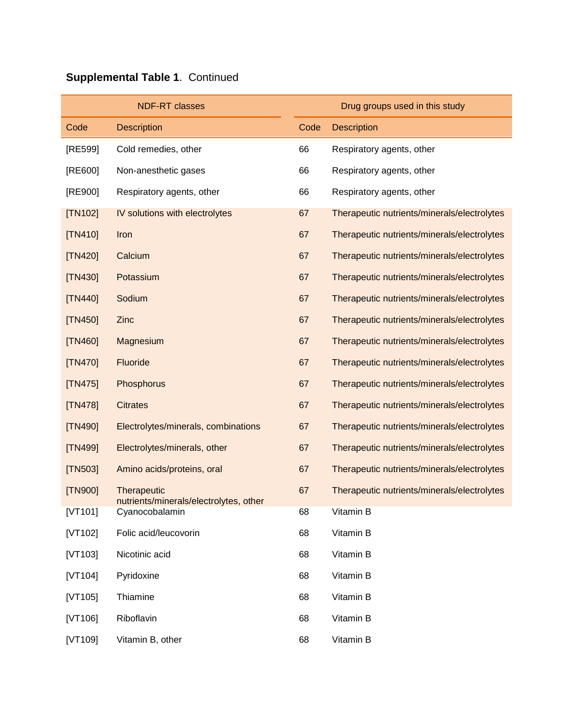**Supplemental Table 1**. Continued

| NDF-RT classes | | Drug groups used in this study | |
|---|---|---|---|
| Code | Description | Code | Description |
| [RE599] | Cold remedies, other | 66 | Respiratory agents, other |
| [RE600] | Non-anesthetic gases | 66 | Respiratory agents, other |
| [RE900] | Respiratory agents, other | 66 | Respiratory agents, other |
| [TN102] | IV solutions with electrolytes | 67 | Therapeutic nutrients/minerals/electrolytes |
| [TN410] | Iron | 67 | Therapeutic nutrients/minerals/electrolytes |
| [TN420] | Calcium | 67 | Therapeutic nutrients/minerals/electrolytes |
| [TN430] | Potassium | 67 | Therapeutic nutrients/minerals/electrolytes |
| [TN440] | Sodium | 67 | Therapeutic nutrients/minerals/electrolytes |
| [TN450] | Zinc | 67 | Therapeutic nutrients/minerals/electrolytes |
| [TN460] | Magnesium | 67 | Therapeutic nutrients/minerals/electrolytes |
| [TN470] | Fluoride | 67 | Therapeutic nutrients/minerals/electrolytes |
| [TN475] | Phosphorus | 67 | Therapeutic nutrients/minerals/electrolytes |
| [TN478] | Citrates | 67 | Therapeutic nutrients/minerals/electrolytes |
| [TN490] | Electrolytes/minerals, combinations | 67 | Therapeutic nutrients/minerals/electrolytes |
| [TN499] | Electrolytes/minerals, other | 67 | Therapeutic nutrients/minerals/electrolytes |
| [TN503] | Amino acids/proteins, oral | 67 | Therapeutic nutrients/minerals/electrolytes |
| [TN900] | Therapeutic nutrients/minerals/electrolytes, other | 67 | Therapeutic nutrients/minerals/electrolytes |
| [VT101] | Cyanocobalamin | 68 | Vitamin B |
| [VT102] | Folic acid/leucovorin | 68 | Vitamin B |
| [VT103] | Nicotinic acid | 68 | Vitamin B |
| [VT104] | Pyridoxine | 68 | Vitamin B |
| [VT105] | Thiamine | 68 | Vitamin B |
| [VT106] | Riboflavin | 68 | Vitamin B |
| [VT109] | Vitamin B, other | 68 | Vitamin B |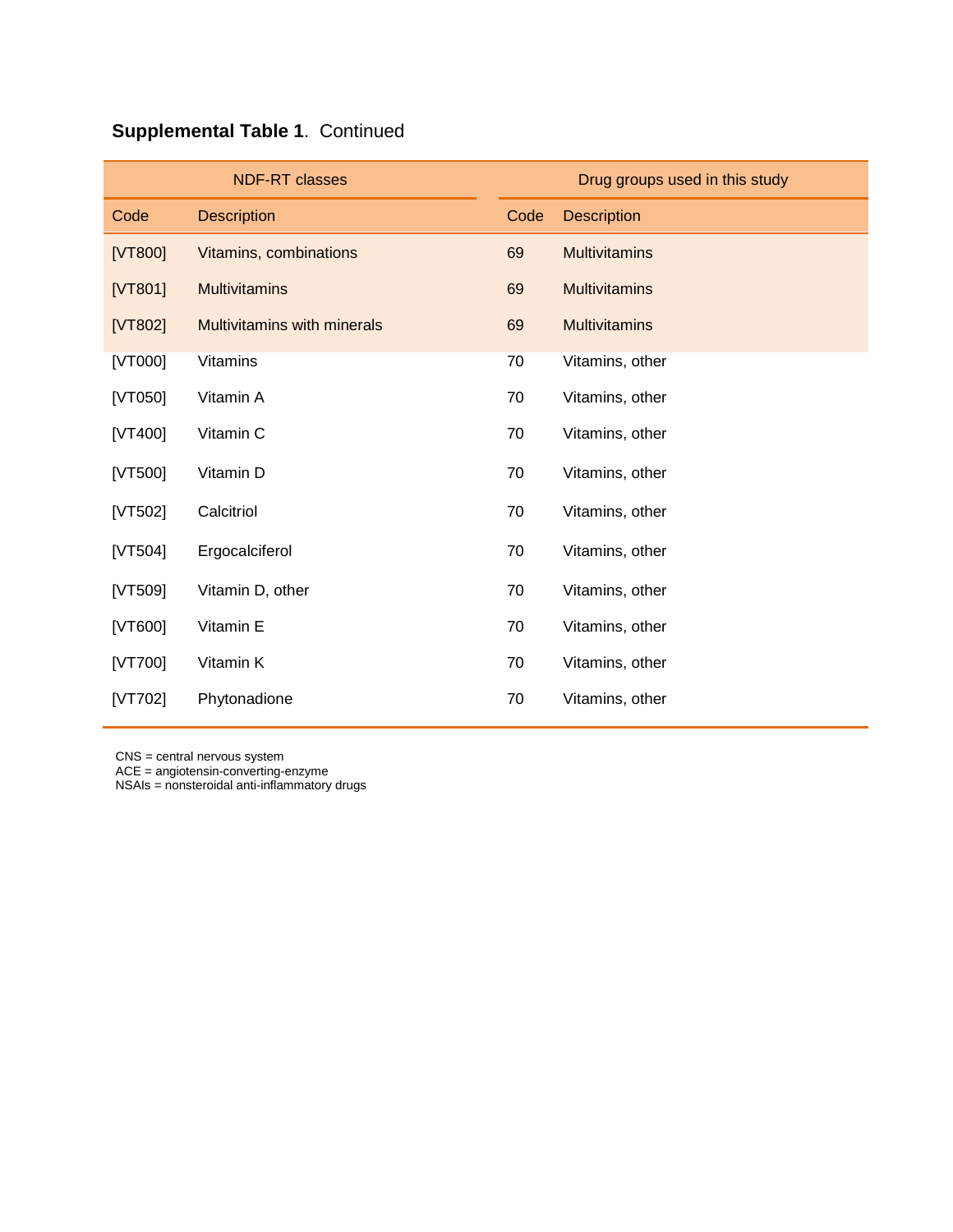**Supplemental Table 1**. Continued

| NDF-RT classes | | Drug groups used in this study | |
|---|---|---|---|
| Code | Description | Code | Description |
| [VT800] | Vitamins, combinations | 69 | Multivitamins |
| [VT801] | Multivitamins | 69 | Multivitamins |
| [VT802] | Multivitamins with minerals | 69 | Multivitamins |
| [VT000] | Vitamins | 70 | Vitamins, other |
| [VT050] | Vitamin A | 70 | Vitamins, other |
| [VT400] | Vitamin C | 70 | Vitamins, other |
| [VT500] | Vitamin D | 70 | Vitamins, other |
| [VT502] | Calcitriol | 70 | Vitamins, other |
| [VT504] | Ergocalciferol | 70 | Vitamins, other |
| [VT509] | Vitamin D, other | 70 | Vitamins, other |
| [VT600] | Vitamin E | 70 | Vitamins, other |
| [VT700] | Vitamin K | 70 | Vitamins, other |
| [VT702] | Phytonadione | 70 | Vitamins, other |

CNS = central nervous system
ACE = angiotensin-converting-enzyme
NSAIs = nonsteroidal anti-inflammatory drugs